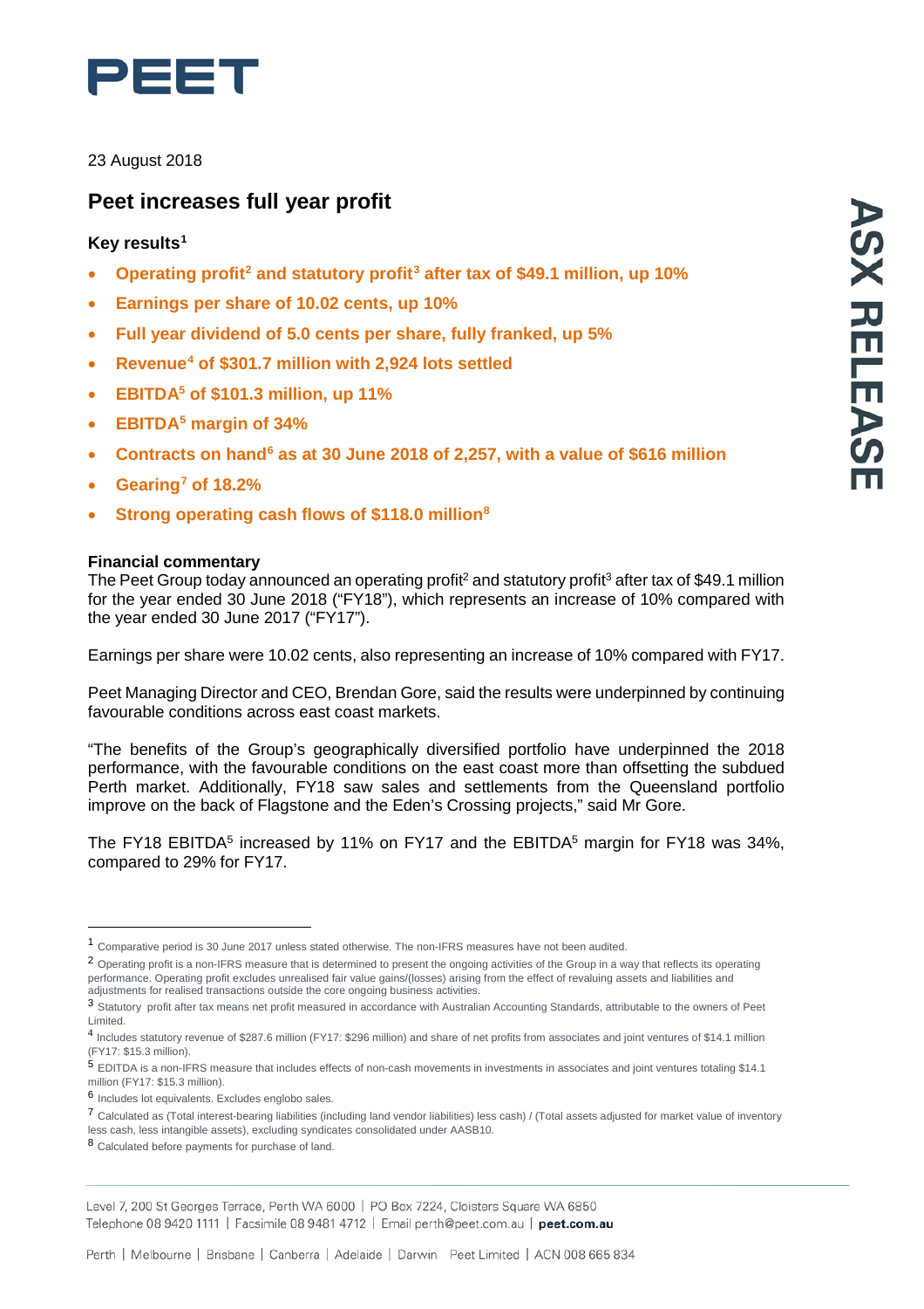# PEET

23 August 2018

## Peet increases full year profit

### Key results[1]

- **Operating profit[2] and statutory profit[3] after tax of $49.1 million, up 10%**
- **Earnings per share of 10.02 cents, up 10%**
- **Full year dividend of 5.0 cents per share, fully franked, up 5%**
- **Revenue[4] of $301.7 million with 2,924 lots settled**
- **EBITDA[5] of $101.3 million, up 11%**
- **EBITDA[5] margin of 34%**
- **Contracts on hand[6] as at 30 June 2018 of 2,257, with a value of $616 million**
- **Gearing[7] of 18.2%**
- **Strong operating cash flows of $118.0 million[8]**

**Financial commentary**

The Peet Group today announced an operating profit[2] and statutory profit[3] after tax of $49.1 million for the year ended 30 June 2018 ("FY18"), which represents an increase of 10% compared with the year ended 30 June 2017 ("FY17").

Earnings per share were 10.02 cents, also representing an increase of 10% compared with FY17.

Peet Managing Director and CEO, Brendan Gore, said the results were underpinned by continuing favourable conditions across east coast markets.

"The benefits of the Group's geographically diversified portfolio have underpinned the 2018 performance, with the favourable conditions on the east coast more than offsetting the subdued Perth market. Additionally, FY18 saw sales and settlements from the Queensland portfolio improve on the back of Flagstone and the Eden's Crossing projects," said Mr Gore.

The FY18 EBITDA[5] increased by 11% on FY17 and the EBITDA[5] margin for FY18 was 34%, compared to 29% for FY17.

---

[1] Comparative period is 30 June 2017 unless stated otherwise. The non-IFRS measures have not been audited.

[2] Operating profit is a non-IFRS measure that is determined to present the ongoing activities of the Group in a way that reflects its operating performance. Operating profit excludes unrealised fair value gains/(losses) arising from the effect of revaluing assets and liabilities and adjustments for realised transactions outside the core ongoing business activities.

[3] Statutory profit after tax means net profit measured in accordance with Australian Accounting Standards, attributable to the owners of Peet Limited.

[4] Includes statutory revenue of $287.6 million (FY17: $296 million) and share of net profits from associates and joint ventures of $14.1 million (FY17: $15.3 million).

[5] EDITDA is a non-IFRS measure that includes effects of non-cash movements in investments in associates and joint ventures totaling $14.1 million (FY17: $15.3 million).

[6] Includes lot equivalents. Excludes englobo sales.

[7] Calculated as (Total interest-bearing liabilities (including land vendor liabilities) less cash) / (Total assets adjusted for market value of inventory less cash, less intangible assets), excluding syndicates consolidated under AASB10.

[8] Calculated before payments for purchase of land.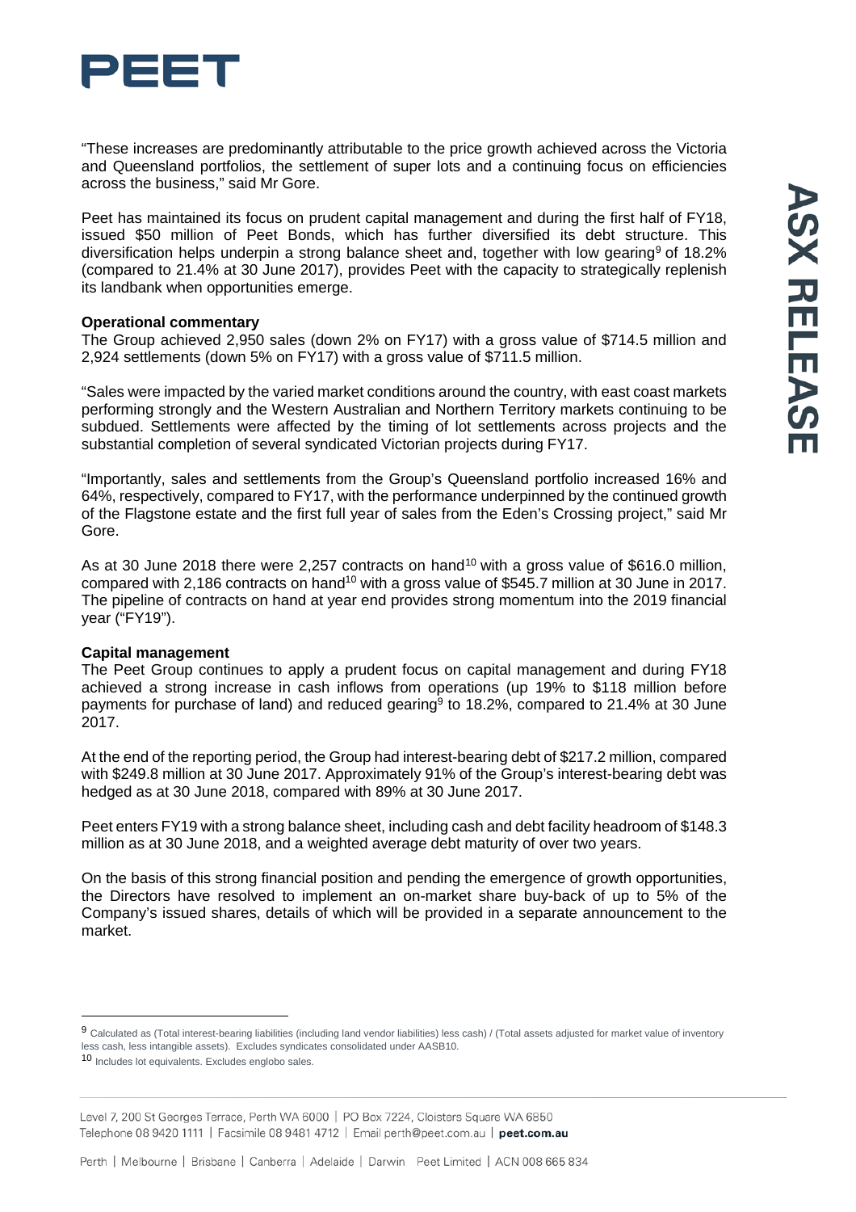"These increases are predominantly attributable to the price growth achieved across the Victoria and Queensland portfolios, the settlement of super lots and a continuing focus on efficiencies across the business," said Mr Gore.

Peet has maintained its focus on prudent capital management and during the first half of FY18, issued $50 million of Peet Bonds, which has further diversified its debt structure. This diversification helps underpin a strong balance sheet and, together with low gearing[9] of 18.2% (compared to 21.4% at 30 June 2017), provides Peet with the capacity to strategically replenish its landbank when opportunities emerge.

**Operational commentary**

The Group achieved 2,950 sales (down 2% on FY17) with a gross value of $714.5 million and 2,924 settlements (down 5% on FY17) with a gross value of $711.5 million.

"Sales were impacted by the varied market conditions around the country, with east coast markets performing strongly and the Western Australian and Northern Territory markets continuing to be subdued. Settlements were affected by the timing of lot settlements across projects and the substantial completion of several syndicated Victorian projects during FY17.

"Importantly, sales and settlements from the Group's Queensland portfolio increased 16% and 64%, respectively, compared to FY17, with the performance underpinned by the continued growth of the Flagstone estate and the first full year of sales from the Eden's Crossing project," said Mr Gore.

As at 30 June 2018 there were 2,257 contracts on hand[10] with a gross value of $616.0 million, compared with 2,186 contracts on hand[10] with a gross value of $545.7 million at 30 June in 2017. The pipeline of contracts on hand at year end provides strong momentum into the 2019 financial year ("FY19").

**Capital management**

The Peet Group continues to apply a prudent focus on capital management and during FY18 achieved a strong increase in cash inflows from operations (up 19% to $118 million before payments for purchase of land) and reduced gearing[9] to 18.2%, compared to 21.4% at 30 June 2017.

At the end of the reporting period, the Group had interest-bearing debt of $217.2 million, compared with $249.8 million at 30 June 2017. Approximately 91% of the Group's interest-bearing debt was hedged as at 30 June 2018, compared with 89% at 30 June 2017.

Peet enters FY19 with a strong balance sheet, including cash and debt facility headroom of $148.3 million as at 30 June 2018, and a weighted average debt maturity of over two years.

On the basis of this strong financial position and pending the emergence of growth opportunities, the Directors have resolved to implement an on-market share buy-back of up to 5% of the Company's issued shares, details of which will be provided in a separate announcement to the market.

---

[9] Calculated as (Total interest-bearing liabilities (including land vendor liabilities) less cash) / (Total assets adjusted for market value of inventory less cash, less intangible assets). Excludes syndicates consolidated under AASB10.

[10] Includes lot equivalents. Excludes englobo sales.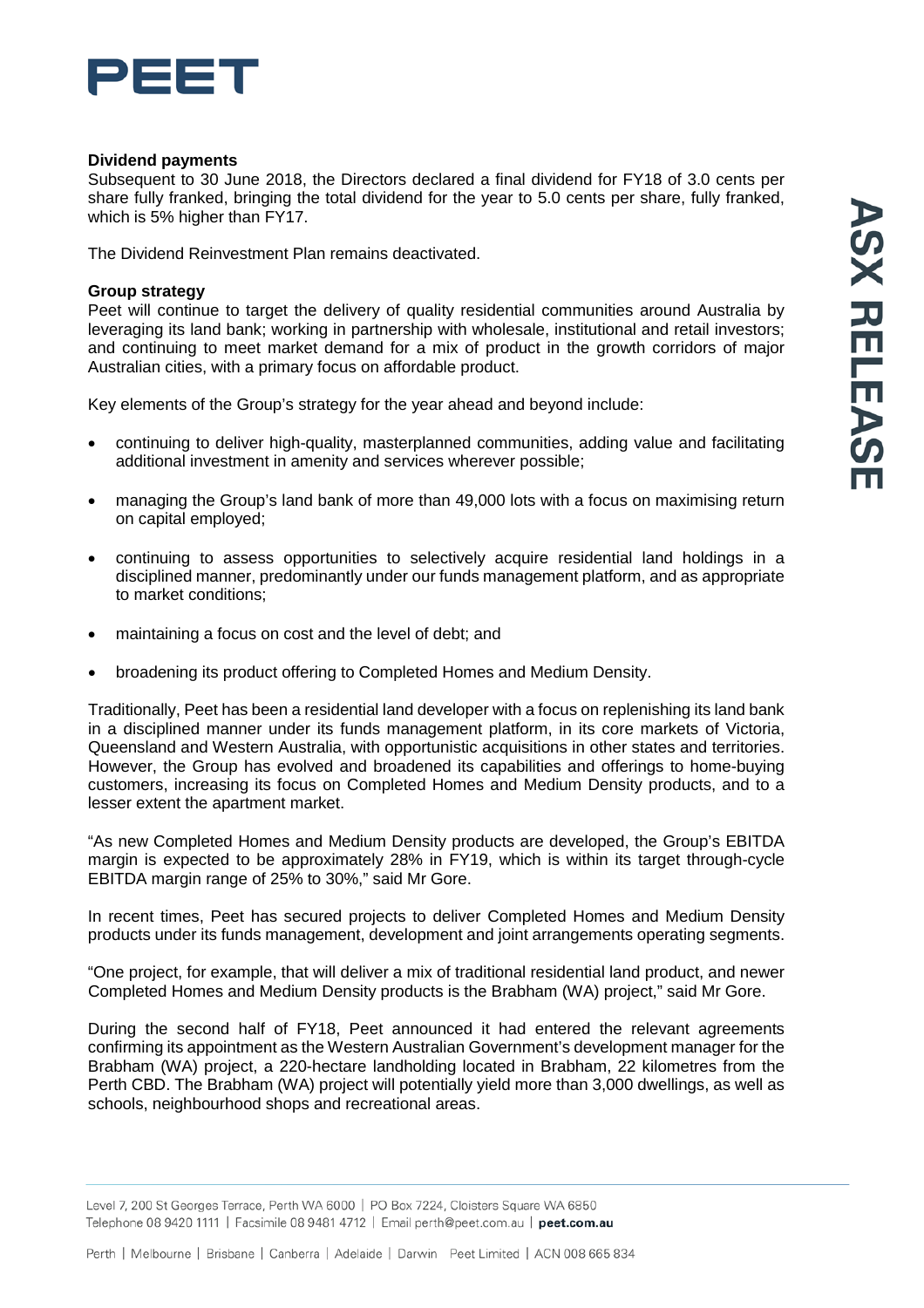**Dividend payments**

Subsequent to 30 June 2018, the Directors declared a final dividend for FY18 of 3.0 cents per share fully franked, bringing the total dividend for the year to 5.0 cents per share, fully franked, which is 5% higher than FY17.

The Dividend Reinvestment Plan remains deactivated.

**Group strategy**

Peet will continue to target the delivery of quality residential communities around Australia by leveraging its land bank; working in partnership with wholesale, institutional and retail investors; and continuing to meet market demand for a mix of product in the growth corridors of major Australian cities, with a primary focus on affordable product.

Key elements of the Group's strategy for the year ahead and beyond include:

- continuing to deliver high-quality, masterplanned communities, adding value and facilitating additional investment in amenity and services wherever possible;
- managing the Group's land bank of more than 49,000 lots with a focus on maximising return on capital employed;
- continuing to assess opportunities to selectively acquire residential land holdings in a disciplined manner, predominantly under our funds management platform, and as appropriate to market conditions;
- maintaining a focus on cost and the level of debt; and
- broadening its product offering to Completed Homes and Medium Density.

Traditionally, Peet has been a residential land developer with a focus on replenishing its land bank in a disciplined manner under its funds management platform, in its core markets of Victoria, Queensland and Western Australia, with opportunistic acquisitions in other states and territories. However, the Group has evolved and broadened its capabilities and offerings to home-buying customers, increasing its focus on Completed Homes and Medium Density products, and to a lesser extent the apartment market.

"As new Completed Homes and Medium Density products are developed, the Group's EBITDA margin is expected to be approximately 28% in FY19, which is within its target through-cycle EBITDA margin range of 25% to 30%," said Mr Gore.

In recent times, Peet has secured projects to deliver Completed Homes and Medium Density products under its funds management, development and joint arrangements operating segments.

"One project, for example, that will deliver a mix of traditional residential land product, and newer Completed Homes and Medium Density products is the Brabham (WA) project," said Mr Gore.

During the second half of FY18, Peet announced it had entered the relevant agreements confirming its appointment as the Western Australian Government's development manager for the Brabham (WA) project, a 220-hectare landholding located in Brabham, 22 kilometres from the Perth CBD. The Brabham (WA) project will potentially yield more than 3,000 dwellings, as well as schools, neighbourhood shops and recreational areas.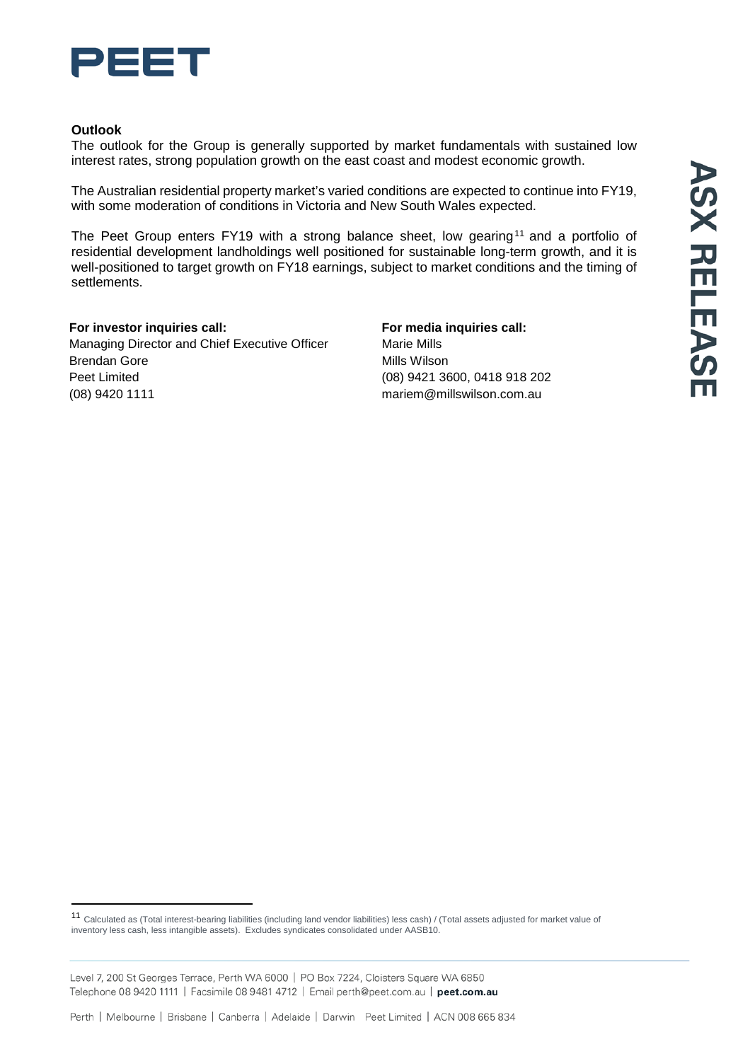**Outlook**

The outlook for the Group is generally supported by market fundamentals with sustained low interest rates, strong population growth on the east coast and modest economic growth.

The Australian residential property market's varied conditions are expected to continue into FY19, with some moderation of conditions in Victoria and New South Wales expected.

The Peet Group enters FY19 with a strong balance sheet, low gearing[11] and a portfolio of residential development landholdings well positioned for sustainable long-term growth, and it is well-positioned to target growth on FY18 earnings, subject to market conditions and the timing of settlements.

**For investor inquiries call:**
Managing Director and Chief Executive Officer
Brendan Gore
Peet Limited
(08) 9420 1111

**For media inquiries call:**
Marie Mills
Mills Wilson
(08) 9421 3600, 0418 918 202
mariem@millswilson.com.au

[11] Calculated as (Total interest-bearing liabilities (including land vendor liabilities) less cash) / (Total assets adjusted for market value of inventory less cash, less intangible assets). Excludes syndicates consolidated under AASB10.